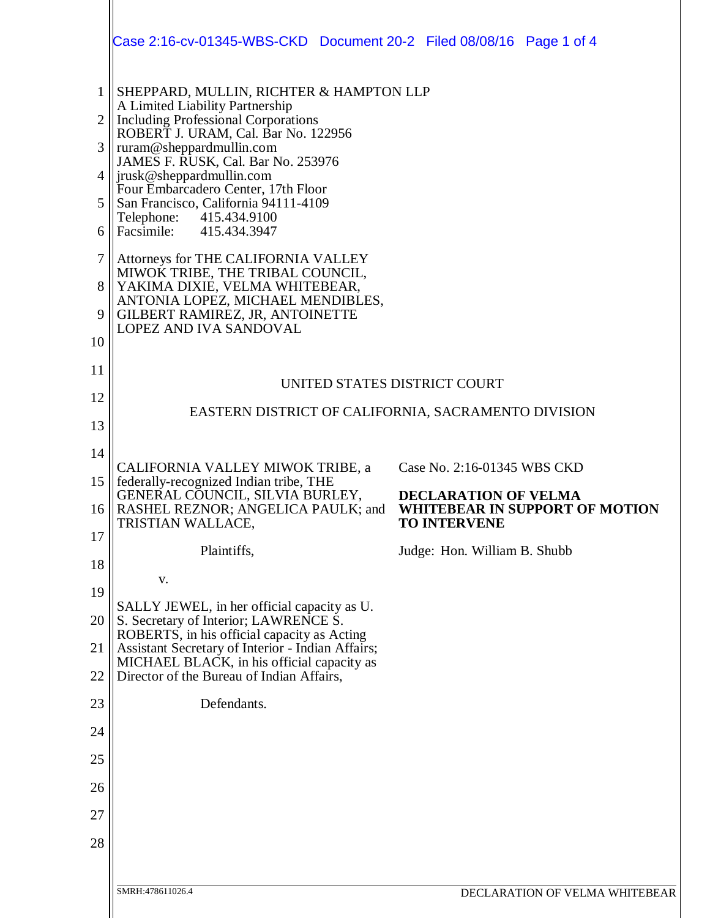SHEPPARD, MULLIN, RICHTER & HAMPTON LLP
A Limited Liability Partnership
Including Professional Corporations
ROBERT J. URAM, Cal. Bar No. 122956
ruram@sheppardmullin.com
JAMES F. RUSK, Cal. Bar No. 253976
jrusk@sheppardmullin.com
Four Embarcadero Center, 17th Floor
San Francisco, California 94111-4109
Telephone: 415.434.9100
Facsimile: 415.434.3947

Attorneys for THE CALIFORNIA VALLEY MIWOK TRIBE, THE TRIBAL COUNCIL, YAKIMA DIXIE, VELMA WHITEBEAR, ANTONIA LOPEZ, MICHAEL MENDIBLES, GILBERT RAMIREZ, JR, ANTOINETTE LOPEZ AND IVA SANDOVAL

UNITED STATES DISTRICT COURT

EASTERN DISTRICT OF CALIFORNIA, SACRAMENTO DIVISION

CALIFORNIA VALLEY MIWOK TRIBE, a federally-recognized Indian tribe, THE GENERAL COUNCIL, SILVIA BURLEY, RASHEL REZNOR; ANGELICA PAULK; and TRISTIAN WALLACE,

Plaintiffs,

v.

SALLY JEWEL, in her official capacity as U. S. Secretary of Interior; LAWRENCE S. ROBERTS, in his official capacity as Acting Assistant Secretary of Interior - Indian Affairs; MICHAEL BLACK, in his official capacity as Director of the Bureau of Indian Affairs,

Defendants.

Case No. 2:16-01345 WBS CKD

**DECLARATION OF VELMA WHITEBEAR IN SUPPORT OF MOTION TO INTERVENE**

Judge: Hon. William B. Shubb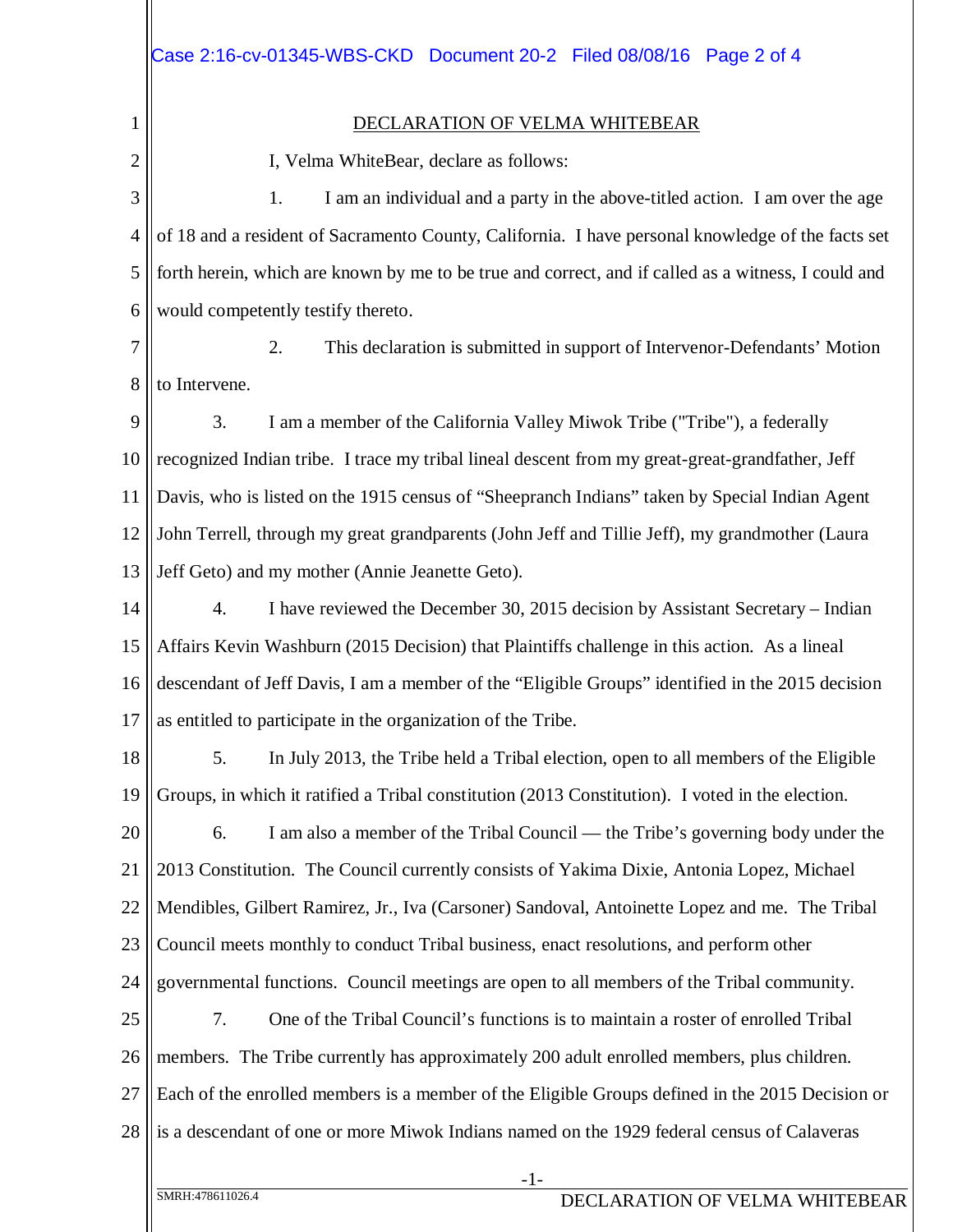## DECLARATION OF VELMA WHITEBEAR

I, Velma WhiteBear, declare as follows:

1. I am an individual and a party in the above-titled action. I am over the age of 18 and a resident of Sacramento County, California. I have personal knowledge of the facts set forth herein, which are known by me to be true and correct, and if called as a witness, I could and would competently testify thereto.

2. This declaration is submitted in support of Intervenor-Defendants' Motion to Intervene.

3. I am a member of the California Valley Miwok Tribe ("Tribe"), a federally recognized Indian tribe. I trace my tribal lineal descent from my great-great-grandfather, Jeff Davis, who is listed on the 1915 census of "Sheepranch Indians" taken by Special Indian Agent John Terrell, through my great grandparents (John Jeff and Tillie Jeff), my grandmother (Laura Jeff Geto) and my mother (Annie Jeanette Geto).

4. I have reviewed the December 30, 2015 decision by Assistant Secretary – Indian Affairs Kevin Washburn (2015 Decision) that Plaintiffs challenge in this action. As a lineal descendant of Jeff Davis, I am a member of the "Eligible Groups" identified in the 2015 decision as entitled to participate in the organization of the Tribe.

5. In July 2013, the Tribe held a Tribal election, open to all members of the Eligible Groups, in which it ratified a Tribal constitution (2013 Constitution). I voted in the election.

6. I am also a member of the Tribal Council — the Tribe's governing body under the 2013 Constitution. The Council currently consists of Yakima Dixie, Antonia Lopez, Michael Mendibles, Gilbert Ramirez, Jr., Iva (Carsoner) Sandoval, Antoinette Lopez and me. The Tribal Council meets monthly to conduct Tribal business, enact resolutions, and perform other governmental functions. Council meetings are open to all members of the Tribal community.

7. One of the Tribal Council's functions is to maintain a roster of enrolled Tribal members. The Tribe currently has approximately 200 adult enrolled members, plus children. Each of the enrolled members is a member of the Eligible Groups defined in the 2015 Decision or is a descendant of one or more Miwok Indians named on the 1929 federal census of Calaveras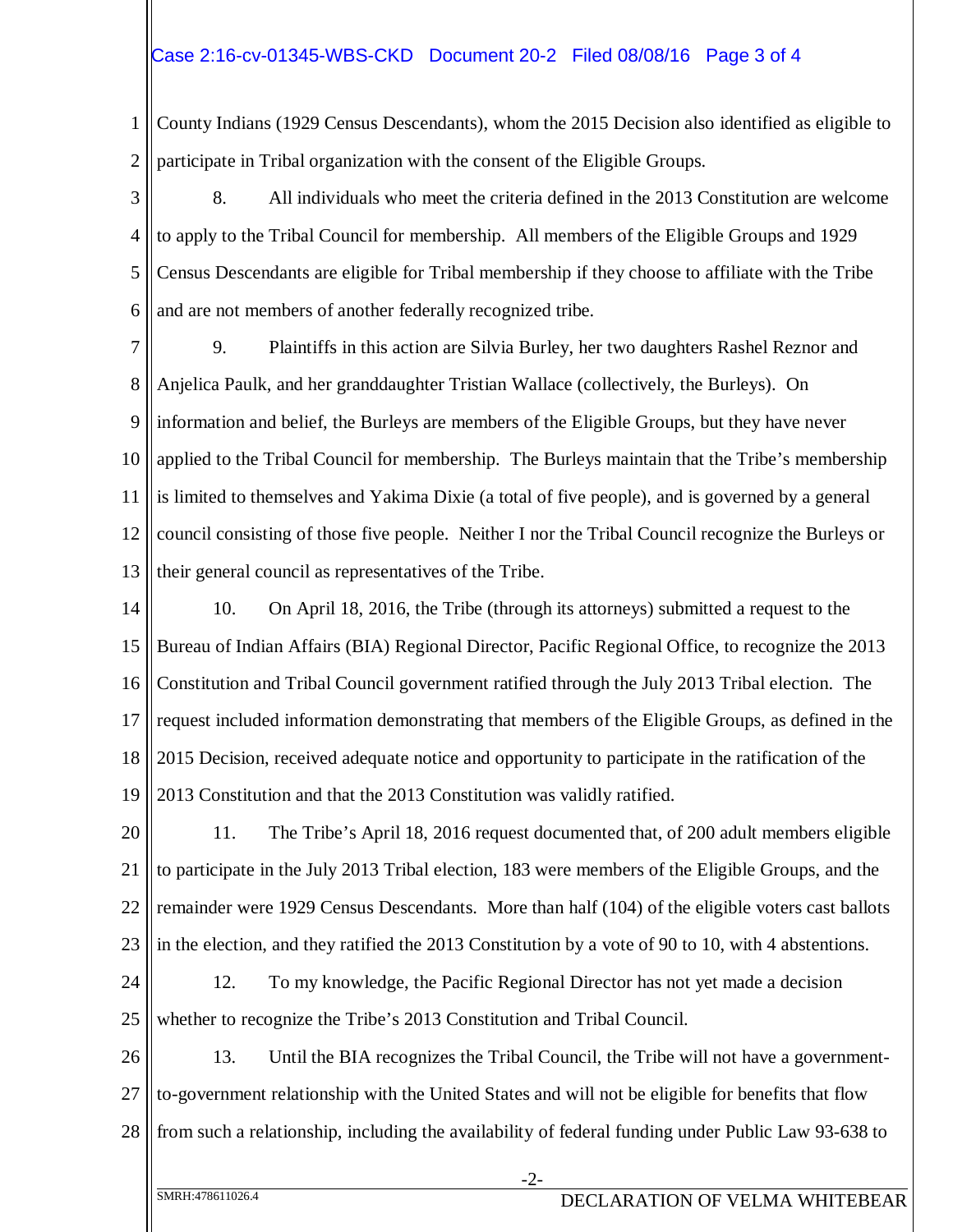County Indians (1929 Census Descendants), whom the 2015 Decision also identified as eligible to participate in Tribal organization with the consent of the Eligible Groups.

8. All individuals who meet the criteria defined in the 2013 Constitution are welcome to apply to the Tribal Council for membership. All members of the Eligible Groups and 1929 Census Descendants are eligible for Tribal membership if they choose to affiliate with the Tribe and are not members of another federally recognized tribe.

9. Plaintiffs in this action are Silvia Burley, her two daughters Rashel Reznor and Anjelica Paulk, and her granddaughter Tristian Wallace (collectively, the Burleys). On information and belief, the Burleys are members of the Eligible Groups, but they have never applied to the Tribal Council for membership. The Burleys maintain that the Tribe's membership is limited to themselves and Yakima Dixie (a total of five people), and is governed by a general council consisting of those five people. Neither I nor the Tribal Council recognize the Burleys or their general council as representatives of the Tribe.

10. On April 18, 2016, the Tribe (through its attorneys) submitted a request to the Bureau of Indian Affairs (BIA) Regional Director, Pacific Regional Office, to recognize the 2013 Constitution and Tribal Council government ratified through the July 2013 Tribal election. The request included information demonstrating that members of the Eligible Groups, as defined in the 2015 Decision, received adequate notice and opportunity to participate in the ratification of the 2013 Constitution and that the 2013 Constitution was validly ratified.

11. The Tribe's April 18, 2016 request documented that, of 200 adult members eligible to participate in the July 2013 Tribal election, 183 were members of the Eligible Groups, and the remainder were 1929 Census Descendants. More than half (104) of the eligible voters cast ballots in the election, and they ratified the 2013 Constitution by a vote of 90 to 10, with 4 abstentions.

12. To my knowledge, the Pacific Regional Director has not yet made a decision whether to recognize the Tribe's 2013 Constitution and Tribal Council.

13. Until the BIA recognizes the Tribal Council, the Tribe will not have a government-to-government relationship with the United States and will not be eligible for benefits that flow from such a relationship, including the availability of federal funding under Public Law 93-638 to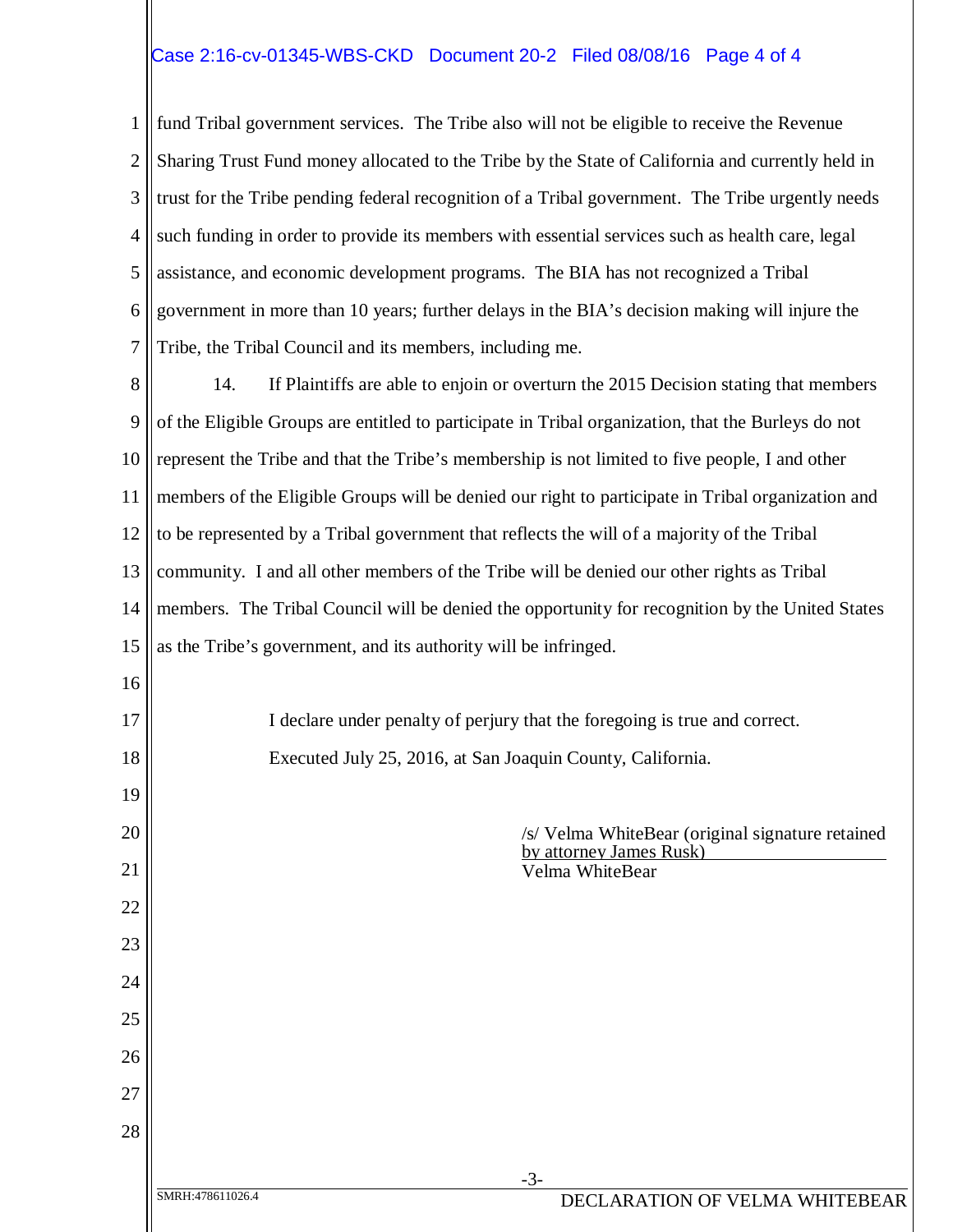fund Tribal government services. The Tribe also will not be eligible to receive the Revenue Sharing Trust Fund money allocated to the Tribe by the State of California and currently held in trust for the Tribe pending federal recognition of a Tribal government. The Tribe urgently needs such funding in order to provide its members with essential services such as health care, legal assistance, and economic development programs. The BIA has not recognized a Tribal government in more than 10 years; further delays in the BIA's decision making will injure the Tribe, the Tribal Council and its members, including me.

14. If Plaintiffs are able to enjoin or overturn the 2015 Decision stating that members of the Eligible Groups are entitled to participate in Tribal organization, that the Burleys do not represent the Tribe and that the Tribe's membership is not limited to five people, I and other members of the Eligible Groups will be denied our right to participate in Tribal organization and to be represented by a Tribal government that reflects the will of a majority of the Tribal community. I and all other members of the Tribe will be denied our other rights as Tribal members. The Tribal Council will be denied the opportunity for recognition by the United States as the Tribe's government, and its authority will be infringed.

I declare under penalty of perjury that the foregoing is true and correct.

Executed July 25, 2016, at San Joaquin County, California.

/s/ Velma WhiteBear (original signature retained by attorney James Rusk)
Velma WhiteBear

SMRH:478611026.4

DECLARATION OF VELMA WHITEBEAR